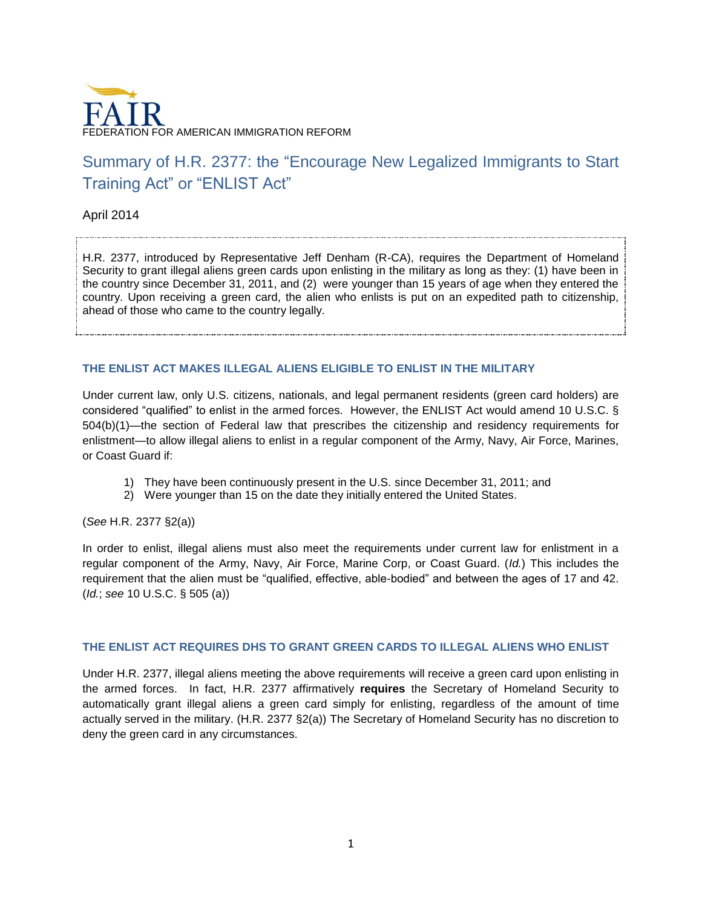FAIR

FEDERATION FOR AMERICAN IMMIGRATION REFORM

# Summary of H.R. 2377: the "Encourage New Legalized Immigrants to Start Training Act" or "ENLIST Act"

April 2014

H.R. 2377, introduced by Representative Jeff Denham (R-CA), requires the Department of Homeland Security to grant illegal aliens green cards upon enlisting in the military as long as they: (1) have been in the country since December 31, 2011, and (2) were younger than 15 years of age when they entered the country. Upon receiving a green card, the alien who enlists is put on an expedited path to citizenship, ahead of those who came to the country legally.

## THE ENLIST ACT MAKES ILLEGAL ALIENS ELIGIBLE TO ENLIST IN THE MILITARY

Under current law, only U.S. citizens, nationals, and legal permanent residents (green card holders) are considered "qualified" to enlist in the armed forces. However, the ENLIST Act would amend 10 U.S.C. § 504(b)(1)—the section of Federal law that prescribes the citizenship and residency requirements for enlistment—to allow illegal aliens to enlist in a regular component of the Army, Navy, Air Force, Marines, or Coast Guard if:

1) They have been continuously present in the U.S. since December 31, 2011; and
2) Were younger than 15 on the date they initially entered the United States.

(*See* H.R. 2377 §2(a))

In order to enlist, illegal aliens must also meet the requirements under current law for enlistment in a regular component of the Army, Navy, Air Force, Marine Corp, or Coast Guard. (*Id.*) This includes the requirement that the alien must be "qualified, effective, able-bodied" and between the ages of 17 and 42. (*Id.*; *see* 10 U.S.C. § 505 (a))

## THE ENLIST ACT REQUIRES DHS TO GRANT GREEN CARDS TO ILLEGAL ALIENS WHO ENLIST

Under H.R. 2377, illegal aliens meeting the above requirements will receive a green card upon enlisting in the armed forces. In fact, H.R. 2377 affirmatively **requires** the Secretary of Homeland Security to automatically grant illegal aliens a green card simply for enlisting, regardless of the amount of time actually served in the military. (H.R. 2377 §2(a)) The Secretary of Homeland Security has no discretion to deny the green card in any circumstances.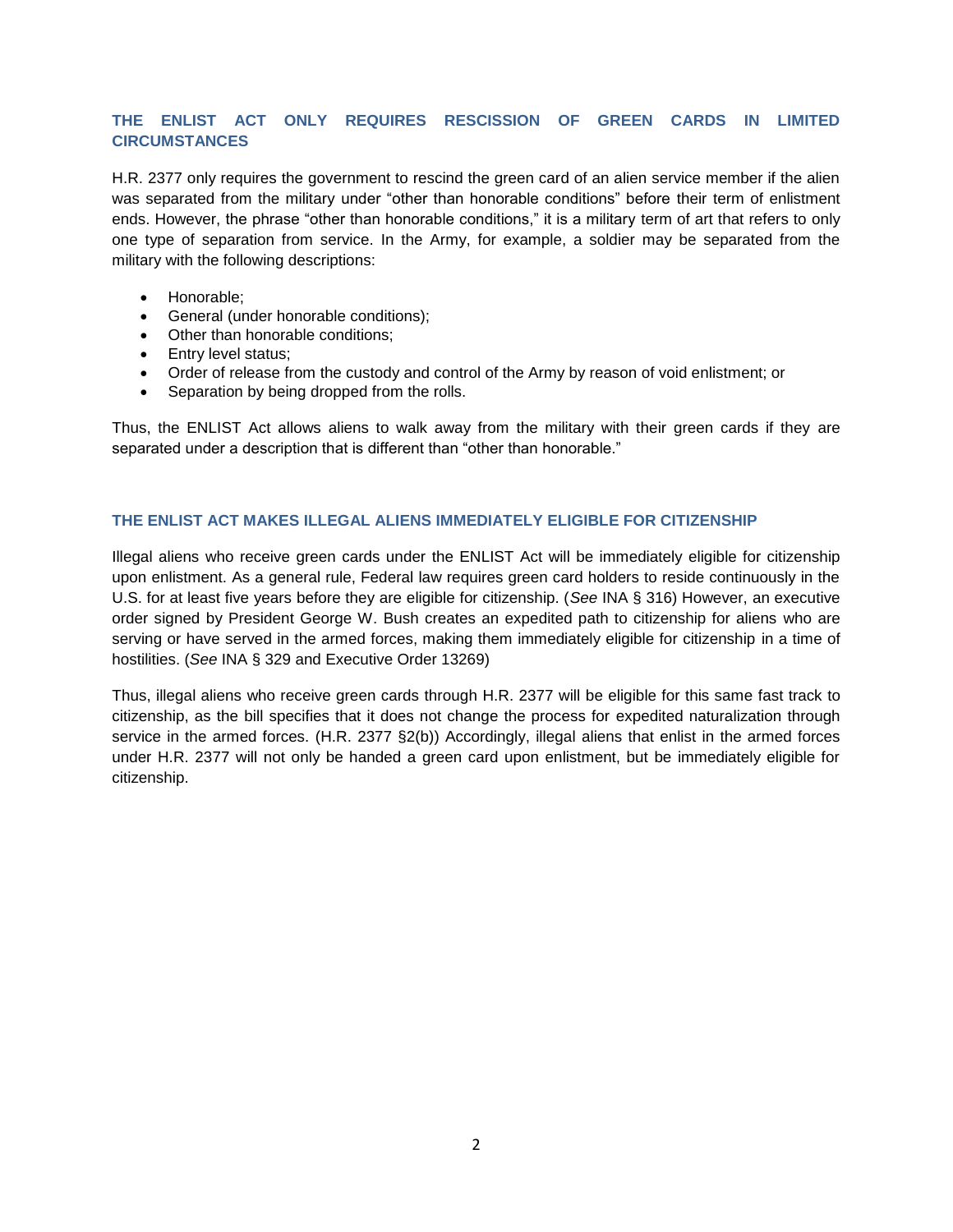## THE ENLIST ACT ONLY REQUIRES RESCISSION OF GREEN CARDS IN LIMITED CIRCUMSTANCES

H.R. 2377 only requires the government to rescind the green card of an alien service member if the alien was separated from the military under "other than honorable conditions" before their term of enlistment ends. However, the phrase "other than honorable conditions," it is a military term of art that refers to only one type of separation from service. In the Army, for example, a soldier may be separated from the military with the following descriptions:

- Honorable;
- General (under honorable conditions);
- Other than honorable conditions;
- Entry level status;
- Order of release from the custody and control of the Army by reason of void enlistment; or
- Separation by being dropped from the rolls.

Thus, the ENLIST Act allows aliens to walk away from the military with their green cards if they are separated under a description that is different than "other than honorable."

## THE ENLIST ACT MAKES ILLEGAL ALIENS IMMEDIATELY ELIGIBLE FOR CITIZENSHIP

Illegal aliens who receive green cards under the ENLIST Act will be immediately eligible for citizenship upon enlistment. As a general rule, Federal law requires green card holders to reside continuously in the U.S. for at least five years before they are eligible for citizenship. (*See* INA § 316) However, an executive order signed by President George W. Bush creates an expedited path to citizenship for aliens who are serving or have served in the armed forces, making them immediately eligible for citizenship in a time of hostilities. (*See* INA § 329 and Executive Order 13269)

Thus, illegal aliens who receive green cards through H.R. 2377 will be eligible for this same fast track to citizenship, as the bill specifies that it does not change the process for expedited naturalization through service in the armed forces. (H.R. 2377 §2(b)) Accordingly, illegal aliens that enlist in the armed forces under H.R. 2377 will not only be handed a green card upon enlistment, but be immediately eligible for citizenship.